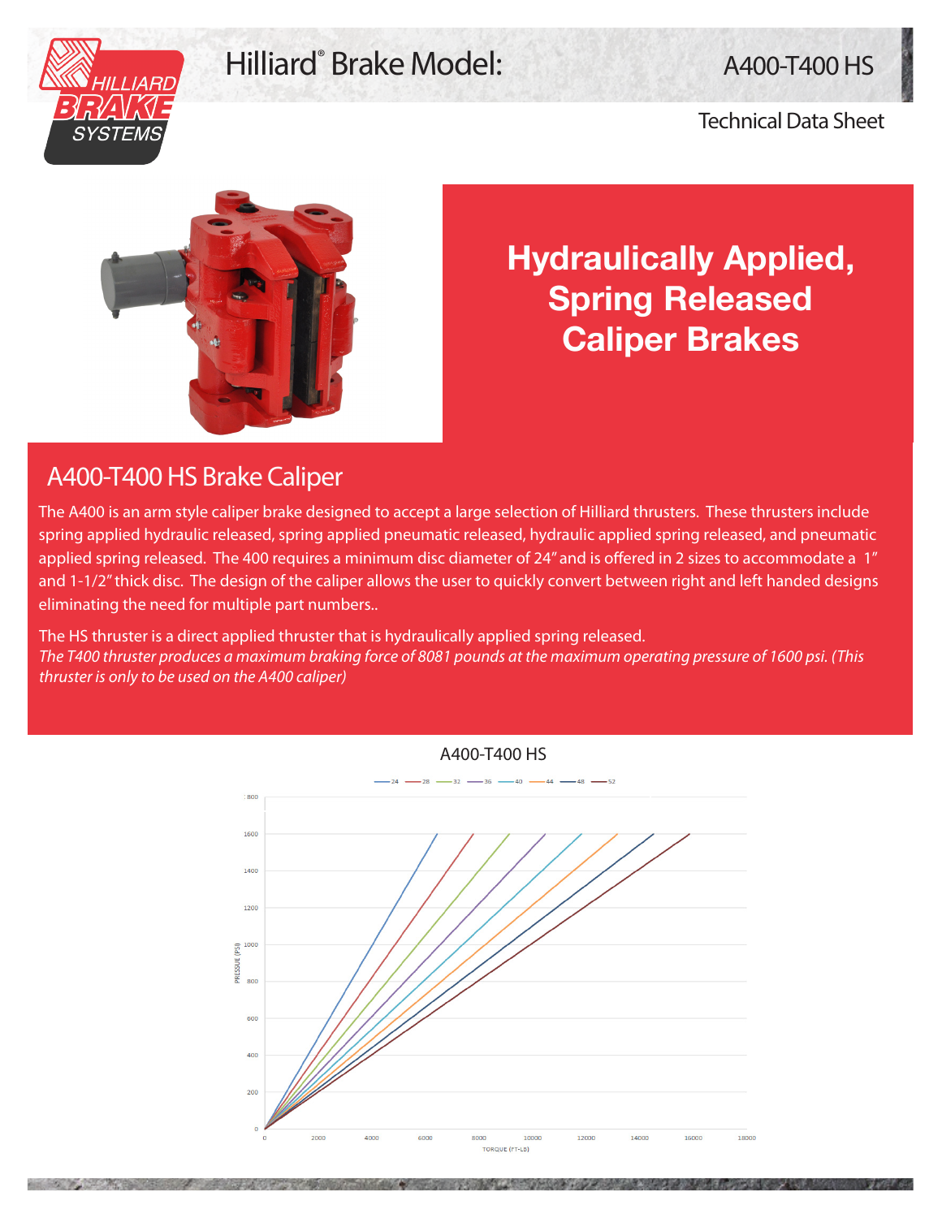# Hilliard® Brake Model: A400-T400 HS

Technical Data Sheet

## Hydraulically Applied, Spring Released Caliper Brakes

## A400-T400 HS Brake Caliper

The A400 is an arm style caliper brake designed to accept a large selection of Hilliard thrusters. These thrusters include spring applied hydraulic released, spring applied pneumatic released, hydraulic applied spring released, and pneumatic applied spring released. The 400 requires a minimum disc diameter of 24″ and is offered in 2 sizes to accommodate a 1″ and 1-1/2″ thick disc. The design of the caliper allows the user to quickly convert between right and left handed designs eliminating the need for multiple part numbers..

The HS thruster is a direct applied thruster that is hydraulically applied spring released.
*The T400 thruster produces a maximum braking force of 8081 pounds at the maximum operating pressure of 1600 psi. (This thruster is only to be used on the A400 caliper)*

A400-T400 HS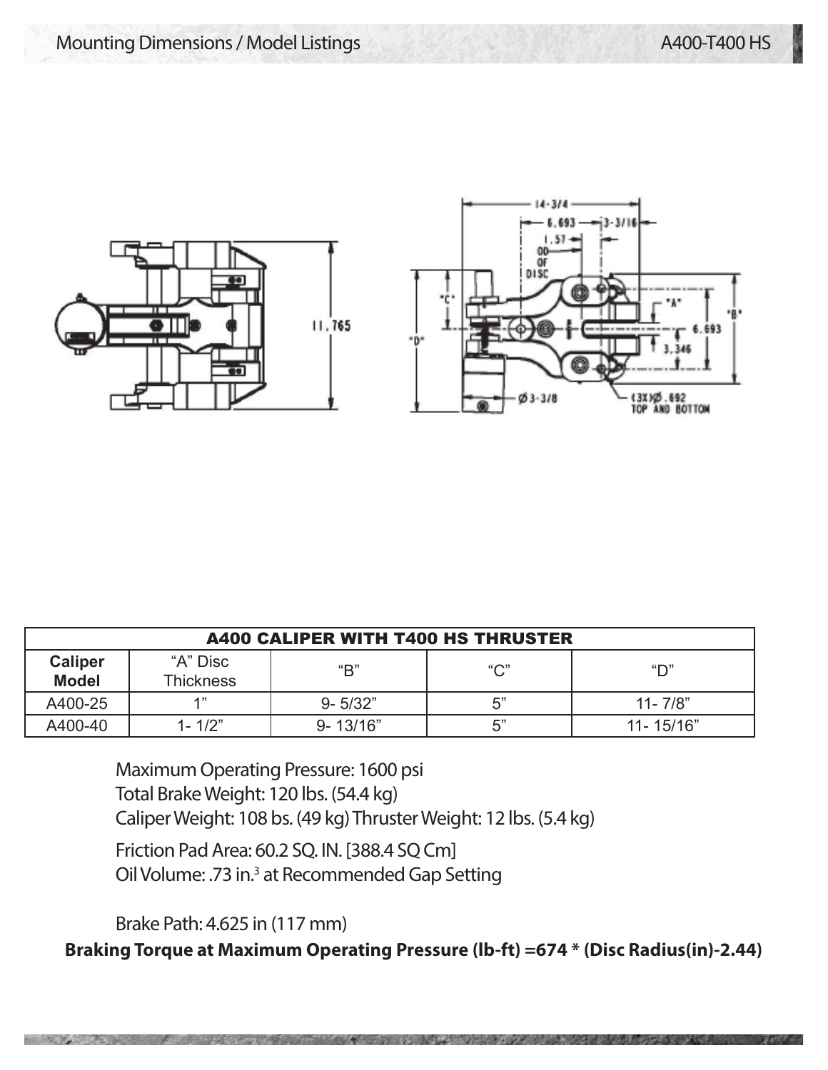## A400 CALIPER WITH T400 HS THRUSTER

| Caliper Model | "A" Disc Thickness | "B" | "C" | "D" |
|---|---|---|---|---|
| A400-25 | 1" | 9- 5/32" | 5" | 11- 7/8" |
| A400-40 | 1- 1/2" | 9- 13/16" | 5" | 11- 15/16" |

Maximum Operating Pressure: 1600 psi
Total Brake Weight: 120 lbs. (54.4 kg)
Caliper Weight: 108 bs. (49 kg) Thruster Weight: 12 lbs. (5.4 kg)

Friction Pad Area: 60.2 SQ. IN. [388.4 SQ Cm]
Oil Volume: .73 in.$^3$ at Recommended Gap Setting

Brake Path: 4.625 in (117 mm)

**Braking Torque at Maximum Operating Pressure (lb-ft) =674 * (Disc Radius(in)-2.44)**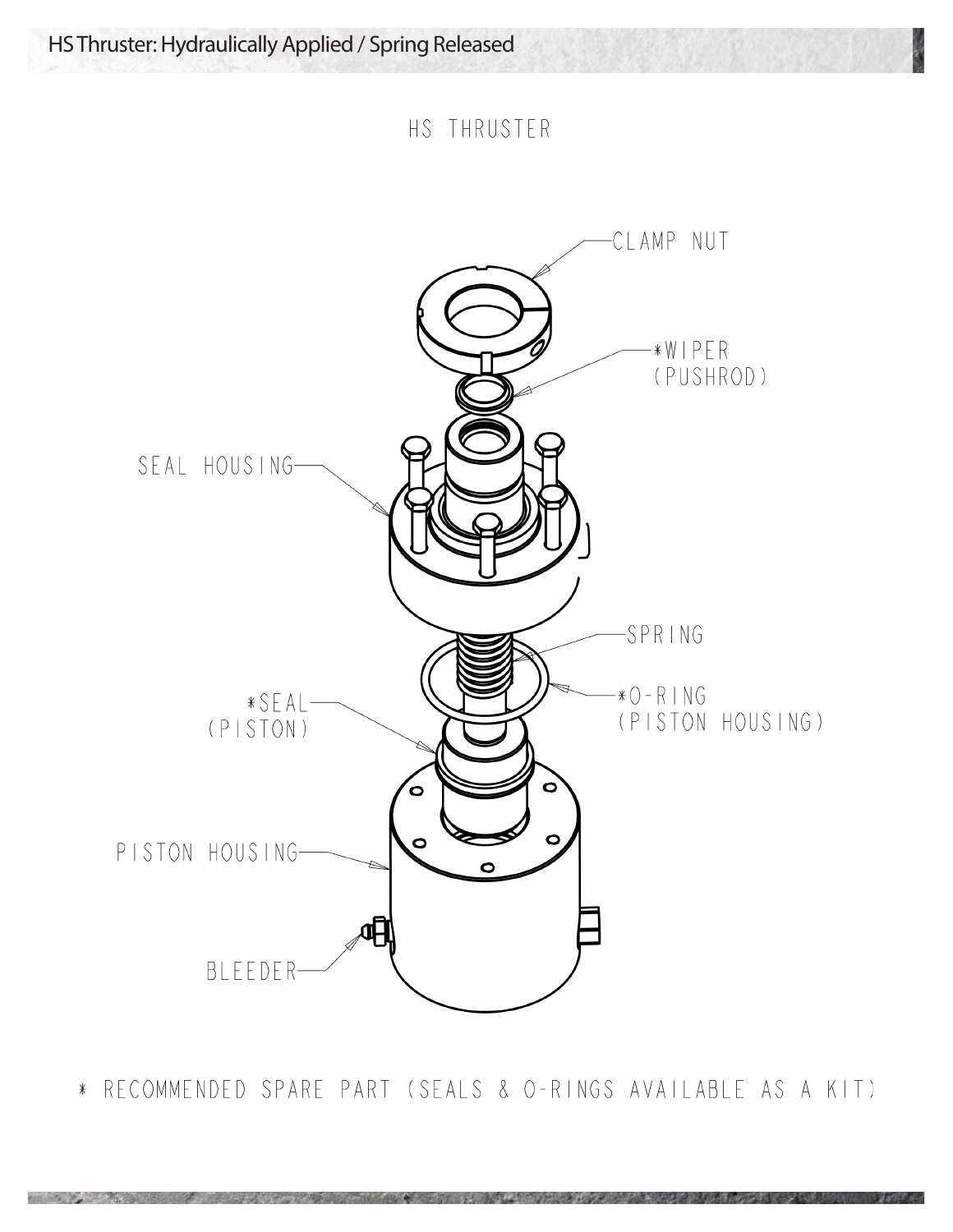# HS Thruster: Hydraulically Applied / Spring Released

## HS THRUSTER

CLAMP NUT

*WIPER (PUSHROD)

SEAL HOUSING

SPRING

*O-RING (PISTON HOUSING)

*SEAL (PISTON)

PISTON HOUSING

BLEEDER

* RECOMMENDED SPARE PART (SEALS & O-RINGS AVAILABLE AS A KIT)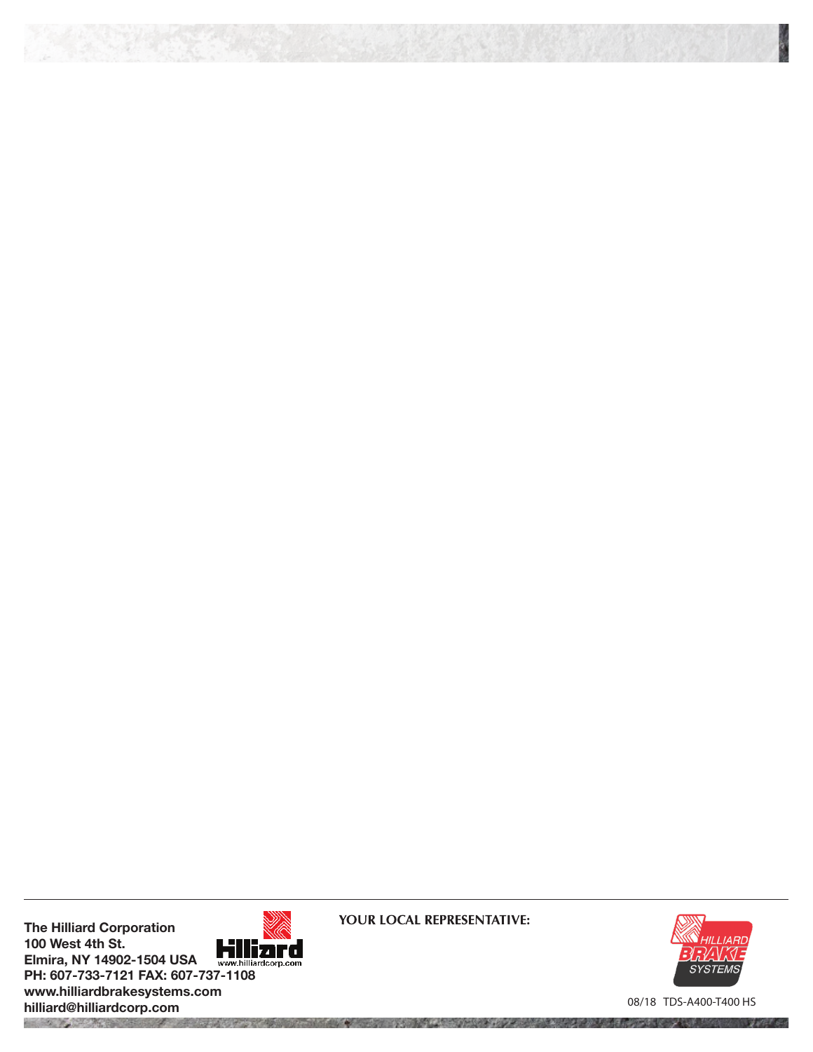**The Hilliard Corporation**
**100 West 4th St.**
**Elmira, NY 14902-1504 USA**
**PH: 607-733-7121 FAX: 607-737-1108**
**www.hilliardbrakesystems.com**
**hilliard@hilliardcorp.com**

Hilliard
www.hilliardcorp.com

**YOUR LOCAL REPRESENTATIVE:**

HILLIARD BRAKE SYSTEMS

08/18 TDS-A400-T400 HS